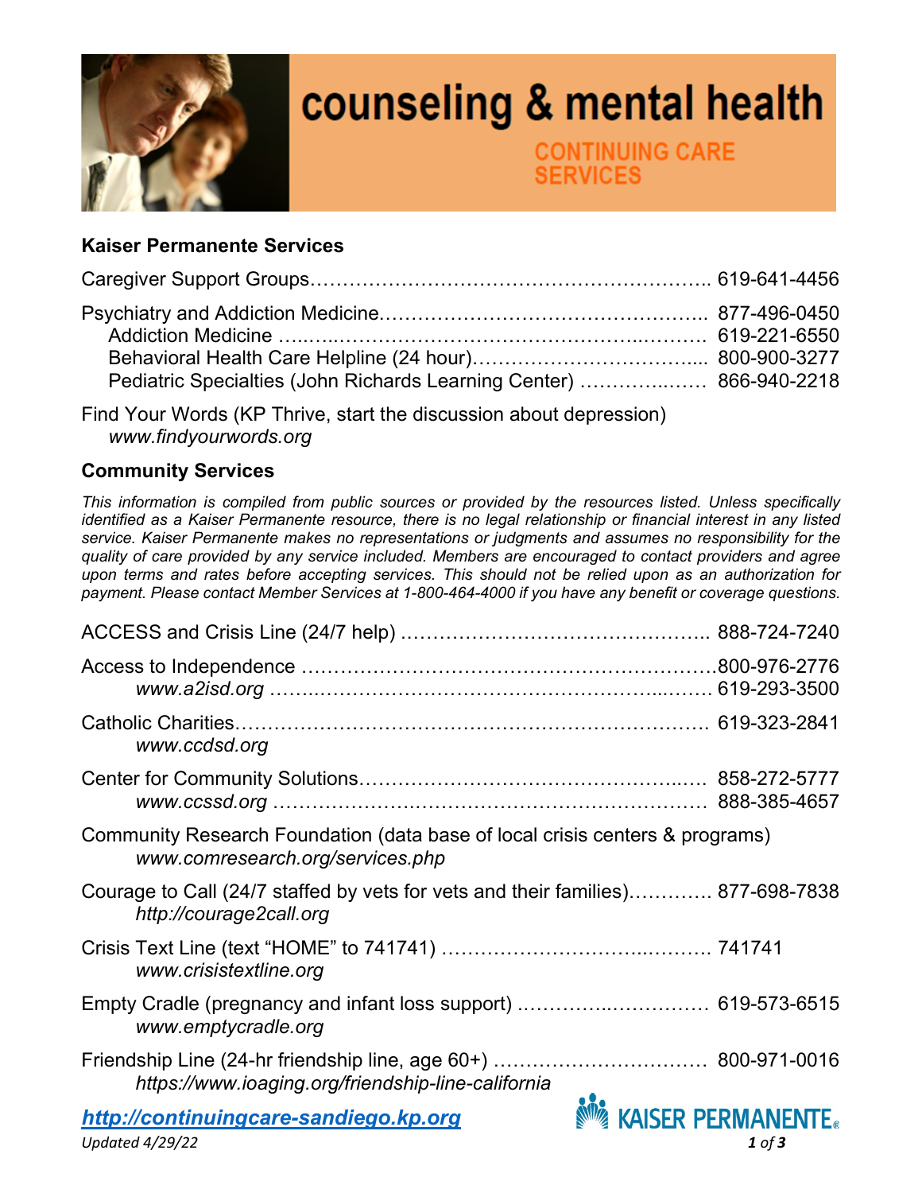# counseling & mental health

## CONTINUING CARE SERVICES

### Kaiser Permanente Services

Caregiver Support Groups………………………………………………….. 619-641-4456

Psychiatry and Addiction Medicine………………………………………….. 877-496-0450
 Addiction Medicine …..………………………………………...……… 619-221-6550
 Behavioral Health Care Helpline (24 hour)…………………………….... 800-900-3277
 Pediatric Specialties (John Richards Learning Center) ……………..…… 866-940-2218

Find Your Words (KP Thrive, start the discussion about depression)
 *www.findyourwords.org*

### Community Services

*This information is compiled from public sources or provided by the resources listed. Unless specifically identified as a Kaiser Permanente resource, there is no legal relationship or financial interest in any listed service. Kaiser Permanente makes no representations or judgments and assumes no responsibility for the quality of care provided by any service included. Members are encouraged to contact providers and agree upon terms and rates before accepting services. This should not be relied upon as an authorization for payment. Please contact Member Services at 1-800-464-4000 if you have any benefit or coverage questions.*

ACCESS and Crisis Line (24/7 help) ……………………………………….. 888-724-7240

Access to Independence ……………………………………………………….800-976-2776
 *www.a2isd.org* ……..…………………………………………………...…… 619-293-3500

Catholic Charities……………………………………………………………… 619-323-2841
 *www.ccdsd.org*

Center for Community Solutions……………………………………………..… 858-272-5777
 *www.ccssd.org* ……………………….……………………………………… 888-385-4657

Community Research Foundation (data base of local crisis centers & programs)
 *www.comresearch.org/services.php*

Courage to Call (24/7 staffed by vets for vets and their families)………… 877-698-7838
 *http://courage2call.org*

Crisis Text Line (text "HOME" to 741741) ……………………….....………. 741741
 *www.crisistextline.org*

Empty Cradle (pregnancy and infant loss support) …………..…………… 619-573-6515
 *www.emptycradle.org*

Friendship Line (24-hr friendship line, age 60+) …………………………… 800-971-0016
 *https://www.ioaging.org/friendship-line-california*

**http://continuingcare-sandiego.kp.org**

*Updated 4/29/22*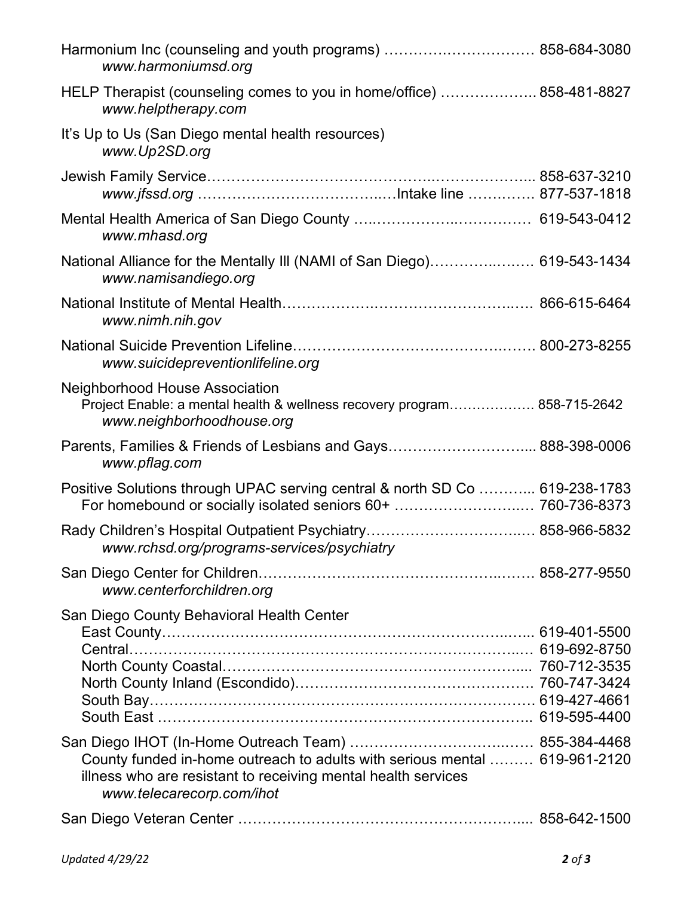Harmonium Inc (counseling and youth programs) …………….………………… 858-684-3080
*www.harmoniumsd.org*

HELP Therapist (counseling comes to you in home/office) ……………….. 858-481-8827
*www.helptherapy.com*

It's Up to Us (San Diego mental health resources)
*www.Up2SD.org*

Jewish Family Service……………………………………..………………... 858-637-3210
*www.jfssd.org* ………………………………...…Intake line …….……. 877-537-1818

Mental Health America of San Diego County …..……………..…………… 619-543-0412
*www.mhasd.org*

National Alliance for the Mentally Ill (NAMI of San Diego)……………..……. 619-543-1434
*www.namisandiego.org*

National Institute of Mental Health…………….…………………………..…. 866-615-6464
*www.nimh.nih.gov*

National Suicide Prevention Lifeline……………………………………….……. 800-273-8255
*www.suicidepreventionlifeline.org*

Neighborhood House Association
Project Enable: a mental health & wellness recovery program………………. 858-715-2642
*www.neighborhoodhouse.org*

Parents, Families & Friends of Lesbians and Gays………………………..... 888-398-0006
*www.pflag.com*

Positive Solutions through UPAC serving central & north SD Co ………... 619-238-1783
For homebound or socially isolated seniors 60+ ……………………..… 760-736-8373

Rady Children's Hospital Outpatient Psychiatry…………………………..… 858-966-5832
*www.rchsd.org/programs-services/psychiatry*

San Diego Center for Children……………………………………….…… 858-277-9550
*www.centerforchildren.org*

San Diego County Behavioral Health Center
East County……………………………………………………………..….. 619-401-5500
Central……………………………………………………………………..… 619-692-8750
North County Coastal……………………………………………………..... 760-712-3535
North County Inland (Escondido)………………………………………….. 760-747-3424
South Bay…………………………………………………………………… 619-427-4661
South East ……………………………………………………………….. 619-595-4400

San Diego IHOT (In-Home Outreach Team) ………………………….…… 855-384-4468
County funded in-home outreach to adults with serious mental ……… 619-961-2120
illness who are resistant to receiving mental health services
*www.telecarecorp.com/ihot*

San Diego Veteran Center ……………………………………………….... 858-642-1500

*Updated 4/29/22*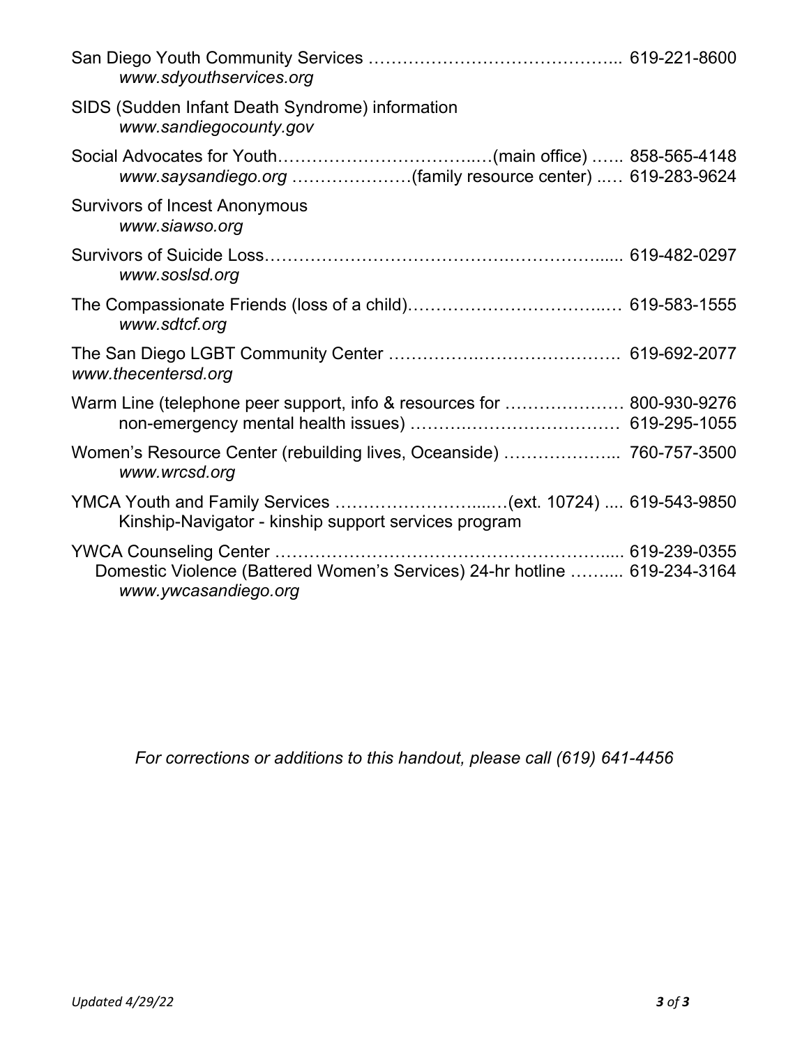San Diego Youth Community Services ……………………………………... 619-221-8600
*www.sdyouthservices.org*

SIDS (Sudden Infant Death Syndrome) information
*www.sandiegocounty.gov*

Social Advocates for Youth……………………………..…(main office) …... 858-565-4148
*www.saysandiego.org* …………………(family resource center) ..… 619-283-9624

Survivors of Incest Anonymous
*www.siawso.org*

Survivors of Suicide Loss……………………………………..……………...... 619-482-0297
*www.soslsd.org*

The Compassionate Friends (loss of a child)……………………………..… 619-583-1555
*www.sdtcf.org*

The San Diego LGBT Community Center …………………..………………. 619-692-2077
*www.thecentersd.org*

Warm Line (telephone peer support, info & resources for ………………… 800-930-9276
non-emergency mental health issues) ………..……………………… 619-295-1055

Women's Resource Center (rebuilding lives, Oceanside) ………………... 760-757-3500
*www.wrcsd.org*

YMCA Youth and Family Services ……………………......(ext. 10724) .... 619-543-9850
Kinship-Navigator - kinship support services program

YWCA Counseling Center ……………………………………………….... 619-239-0355
Domestic Violence (Battered Women's Services) 24-hr hotline ……..... 619-234-3164
*www.ywcasandiego.org*

*For corrections or additions to this handout, please call (619) 641-4456*

*Updated 4/29/22*